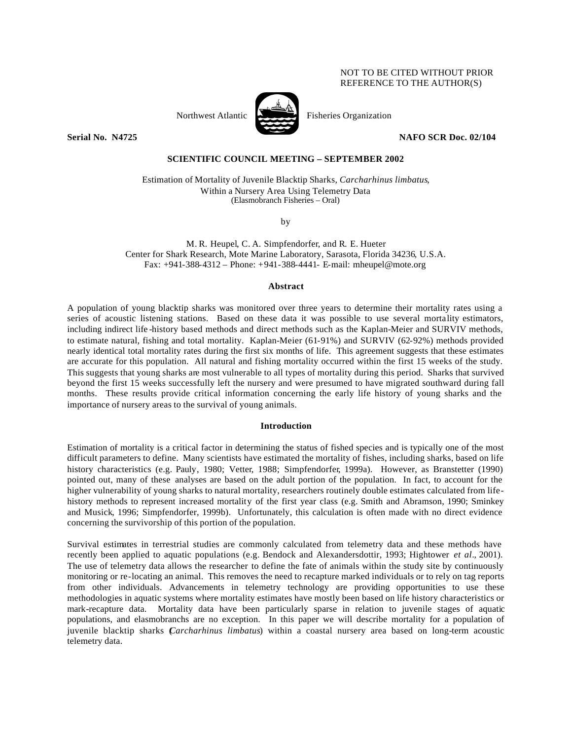NOT TO BE CITED WITHOUT PRIOR REFERENCE TO THE AUTHOR(S)

Northwest Atlantic Fisheries Organization

**Serial No. N4725** **NAFO SCR Doc. 02/104**

**SCIENTIFIC COUNCIL MEETING – SEPTEMBER 2002**

Estimation of Mortality of Juvenile Blacktip Sharks, *Carcharhinus limbatus*, Within a Nursery Area Using Telemetry Data
(Elasmobranch Fisheries – Oral)

by

M. R. Heupel, C. A. Simpfendorfer, and R. E. Hueter
Center for Shark Research, Mote Marine Laboratory, Sarasota, Florida 34236, U.S.A.
Fax: +941-388-4312 – Phone: +941-388-4441- E-mail: mheupel@mote.org

## Abstract

A population of young blacktip sharks was monitored over three years to determine their mortality rates using a series of acoustic listening stations. Based on these data it was possible to use several mortality estimators, including indirect life-history based methods and direct methods such as the Kaplan-Meier and SURVIV methods, to estimate natural, fishing and total mortality. Kaplan-Meier (61-91%) and SURVIV (62-92%) methods provided nearly identical total mortality rates during the first six months of life. This agreement suggests that these estimates are accurate for this population. All natural and fishing mortality occurred within the first 15 weeks of the study. This suggests that young sharks are most vulnerable to all types of mortality during this period. Sharks that survived beyond the first 15 weeks successfully left the nursery and were presumed to have migrated southward during fall months. These results provide critical information concerning the early life history of young sharks and the importance of nursery areas to the survival of young animals.

## Introduction

Estimation of mortality is a critical factor in determining the status of fished species and is typically one of the most difficult parameters to define. Many scientists have estimated the mortality of fishes, including sharks, based on life history characteristics (e.g. Pauly, 1980; Vetter, 1988; Simpfendorfer, 1999a). However, as Branstetter (1990) pointed out, many of these analyses are based on the adult portion of the population. In fact, to account for the higher vulnerability of young sharks to natural mortality, researchers routinely double estimates calculated from life-history methods to represent increased mortality of the first year class (e.g. Smith and Abramson, 1990; Sminkey and Musick, 1996; Simpfendorfer, 1999b). Unfortunately, this calculation is often made with no direct evidence concerning the survivorship of this portion of the population.

Survival estimates in terrestrial studies are commonly calculated from telemetry data and these methods have recently been applied to aquatic populations (e.g. Bendock and Alexandersdottir, 1993; Hightower *et al*., 2001). The use of telemetry data allows the researcher to define the fate of animals within the study site by continuously monitoring or re-locating an animal. This removes the need to recapture marked individuals or to rely on tag reports from other individuals. Advancements in telemetry technology are providing opportunities to use these methodologies in aquatic systems where mortality estimates have mostly been based on life history characteristics or mark-recapture data. Mortality data have been particularly sparse in relation to juvenile stages of aquatic populations, and elasmobranchs are no exception. In this paper we will describe mortality for a population of juvenile blacktip sharks (*Carcharhinus limbatus*) within a coastal nursery area based on long-term acoustic telemetry data.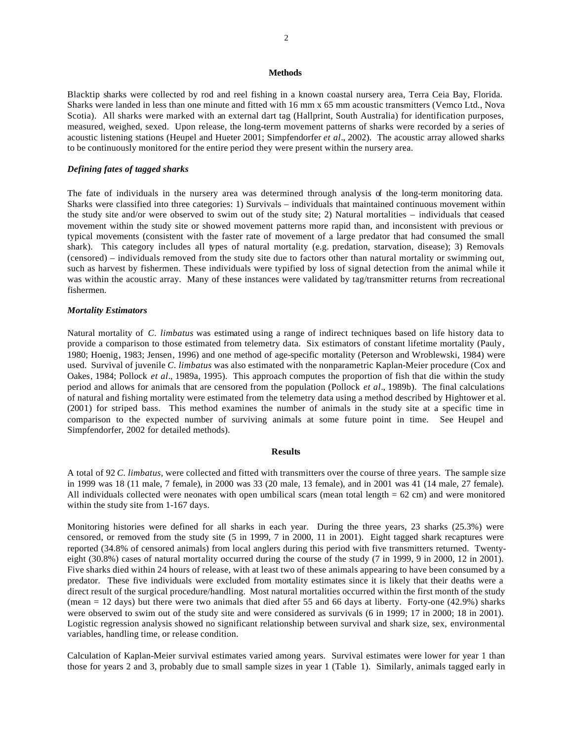## Methods

Blacktip sharks were collected by rod and reel fishing in a known coastal nursery area, Terra Ceia Bay, Florida. Sharks were landed in less than one minute and fitted with 16 mm x 65 mm acoustic transmitters (Vemco Ltd., Nova Scotia). All sharks were marked with an external dart tag (Hallprint, South Australia) for identification purposes, measured, weighed, sexed. Upon release, the long-term movement patterns of sharks were recorded by a series of acoustic listening stations (Heupel and Hueter 2001; Simpfendorfer *et al*., 2002). The acoustic array allowed sharks to be continuously monitored for the entire period they were present within the nursery area.

### *Defining fates of tagged sharks*

The fate of individuals in the nursery area was determined through analysis of the long-term monitoring data. Sharks were classified into three categories: 1) Survivals – individuals that maintained continuous movement within the study site and/or were observed to swim out of the study site; 2) Natural mortalities – individuals that ceased movement within the study site or showed movement patterns more rapid than, and inconsistent with previous or typical movements (consistent with the faster rate of movement of a large predator that had consumed the small shark). This category includes all types of natural mortality (e.g. predation, starvation, disease); 3) Removals (censored) – individuals removed from the study site due to factors other than natural mortality or swimming out, such as harvest by fishermen. These individuals were typified by loss of signal detection from the animal while it was within the acoustic array. Many of these instances were validated by tag/transmitter returns from recreational fishermen.

### *Mortality Estimators*

Natural mortality of *C. limbatus* was estimated using a range of indirect techniques based on life history data to provide a comparison to those estimated from telemetry data. Six estimators of constant lifetime mortality (Pauly, 1980; Hoenig, 1983; Jensen, 1996) and one method of age-specific mortality (Peterson and Wroblewski, 1984) were used. Survival of juvenile *C. limbatus* was also estimated with the nonparametric Kaplan-Meier procedure (Cox and Oakes, 1984; Pollock *et al*., 1989a, 1995). This approach computes the proportion of fish that die within the study period and allows for animals that are censored from the population (Pollock *et al*., 1989b). The final calculations of natural and fishing mortality were estimated from the telemetry data using a method described by Hightower et al. (2001) for striped bass. This method examines the number of animals in the study site at a specific time in comparison to the expected number of surviving animals at some future point in time. See Heupel and Simpfendorfer, 2002 for detailed methods).

## Results

A total of 92 *C. limbatus*, were collected and fitted with transmitters over the course of three years. The sample size in 1999 was 18 (11 male, 7 female), in 2000 was 33 (20 male, 13 female), and in 2001 was 41 (14 male, 27 female). All individuals collected were neonates with open umbilical scars (mean total length = 62 cm) and were monitored within the study site from 1-167 days.

Monitoring histories were defined for all sharks in each year. During the three years, 23 sharks (25.3%) were censored, or removed from the study site (5 in 1999, 7 in 2000, 11 in 2001). Eight tagged shark recaptures were reported (34.8% of censored animals) from local anglers during this period with five transmitters returned. Twenty-eight (30.8%) cases of natural mortality occurred during the course of the study (7 in 1999, 9 in 2000, 12 in 2001). Five sharks died within 24 hours of release, with at least two of these animals appearing to have been consumed by a predator. These five individuals were excluded from mortality estimates since it is likely that their deaths were a direct result of the surgical procedure/handling. Most natural mortalities occurred within the first month of the study (mean = 12 days) but there were two animals that died after 55 and 66 days at liberty. Forty-one (42.9%) sharks were observed to swim out of the study site and were considered as survivals (6 in 1999; 17 in 2000; 18 in 2001). Logistic regression analysis showed no significant relationship between survival and shark size, sex, environmental variables, handling time, or release condition.

Calculation of Kaplan-Meier survival estimates varied among years. Survival estimates were lower for year 1 than those for years 2 and 3, probably due to small sample sizes in year 1 (Table 1). Similarly, animals tagged early in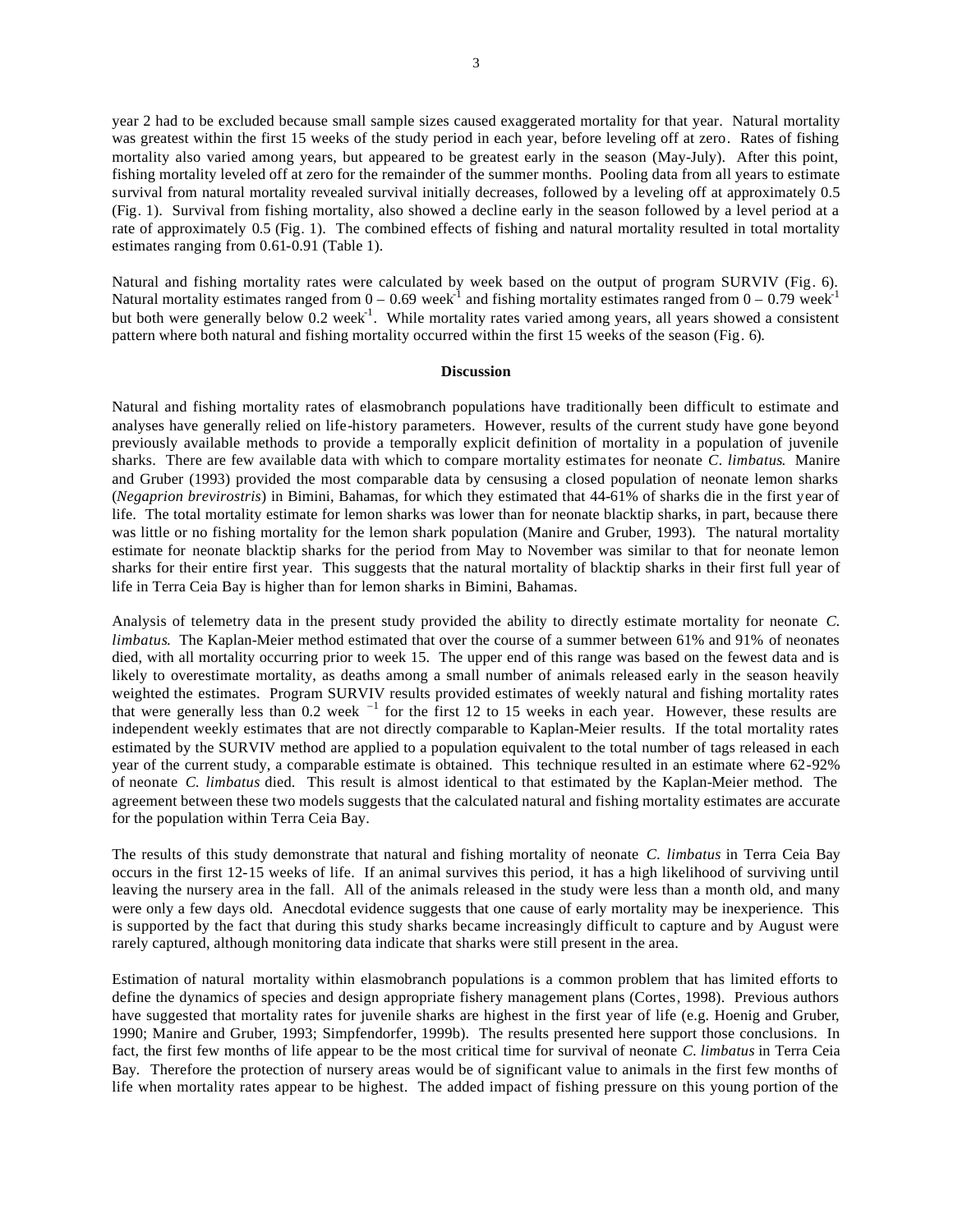year 2 had to be excluded because small sample sizes caused exaggerated mortality for that year. Natural mortality was greatest within the first 15 weeks of the study period in each year, before leveling off at zero. Rates of fishing mortality also varied among years, but appeared to be greatest early in the season (May-July). After this point, fishing mortality leveled off at zero for the remainder of the summer months. Pooling data from all years to estimate survival from natural mortality revealed survival initially decreases, followed by a leveling off at approximately 0.5 (Fig. 1). Survival from fishing mortality, also showed a decline early in the season followed by a level period at a rate of approximately 0.5 (Fig. 1). The combined effects of fishing and natural mortality resulted in total mortality estimates ranging from 0.61-0.91 (Table 1).

Natural and fishing mortality rates were calculated by week based on the output of program SURVIV (Fig. 6). Natural mortality estimates ranged from 0 – 0.69 week$^{-1}$ and fishing mortality estimates ranged from 0 – 0.79 week$^{-1}$ but both were generally below 0.2 week$^{-1}$. While mortality rates varied among years, all years showed a consistent pattern where both natural and fishing mortality occurred within the first 15 weeks of the season (Fig. 6).

## Discussion

Natural and fishing mortality rates of elasmobranch populations have traditionally been difficult to estimate and analyses have generally relied on life-history parameters. However, results of the current study have gone beyond previously available methods to provide a temporally explicit definition of mortality in a population of juvenile sharks. There are few available data with which to compare mortality estimates for neonate *C. limbatus*. Manire and Gruber (1993) provided the most comparable data by censusing a closed population of neonate lemon sharks (*Negaprion brevirostris*) in Bimini, Bahamas, for which they estimated that 44-61% of sharks die in the first year of life. The total mortality estimate for lemon sharks was lower than for neonate blacktip sharks, in part, because there was little or no fishing mortality for the lemon shark population (Manire and Gruber, 1993). The natural mortality estimate for neonate blacktip sharks for the period from May to November was similar to that for neonate lemon sharks for their entire first year. This suggests that the natural mortality of blacktip sharks in their first full year of life in Terra Ceia Bay is higher than for lemon sharks in Bimini, Bahamas.

Analysis of telemetry data in the present study provided the ability to directly estimate mortality for neonate *C. limbatus*. The Kaplan-Meier method estimated that over the course of a summer between 61% and 91% of neonates died, with all mortality occurring prior to week 15. The upper end of this range was based on the fewest data and is likely to overestimate mortality, as deaths among a small number of animals released early in the season heavily weighted the estimates. Program SURVIV results provided estimates of weekly natural and fishing mortality rates that were generally less than 0.2 week$^{-1}$ for the first 12 to 15 weeks in each year. However, these results are independent weekly estimates that are not directly comparable to Kaplan-Meier results. If the total mortality rates estimated by the SURVIV method are applied to a population equivalent to the total number of tags released in each year of the current study, a comparable estimate is obtained. This technique resulted in an estimate where 62-92% of neonate *C. limbatus* died. This result is almost identical to that estimated by the Kaplan-Meier method. The agreement between these two models suggests that the calculated natural and fishing mortality estimates are accurate for the population within Terra Ceia Bay.

The results of this study demonstrate that natural and fishing mortality of neonate *C. limbatus* in Terra Ceia Bay occurs in the first 12-15 weeks of life. If an animal survives this period, it has a high likelihood of surviving until leaving the nursery area in the fall. All of the animals released in the study were less than a month old, and many were only a few days old. Anecdotal evidence suggests that one cause of early mortality may be inexperience. This is supported by the fact that during this study sharks became increasingly difficult to capture and by August were rarely captured, although monitoring data indicate that sharks were still present in the area.

Estimation of natural mortality within elasmobranch populations is a common problem that has limited efforts to define the dynamics of species and design appropriate fishery management plans (Cortes, 1998). Previous authors have suggested that mortality rates for juvenile sharks are highest in the first year of life (e.g. Hoenig and Gruber, 1990; Manire and Gruber, 1993; Simpfendorfer, 1999b). The results presented here support those conclusions. In fact, the first few months of life appear to be the most critical time for survival of neonate *C. limbatus* in Terra Ceia Bay. Therefore the protection of nursery areas would be of significant value to animals in the first few months of life when mortality rates appear to be highest. The added impact of fishing pressure on this young portion of the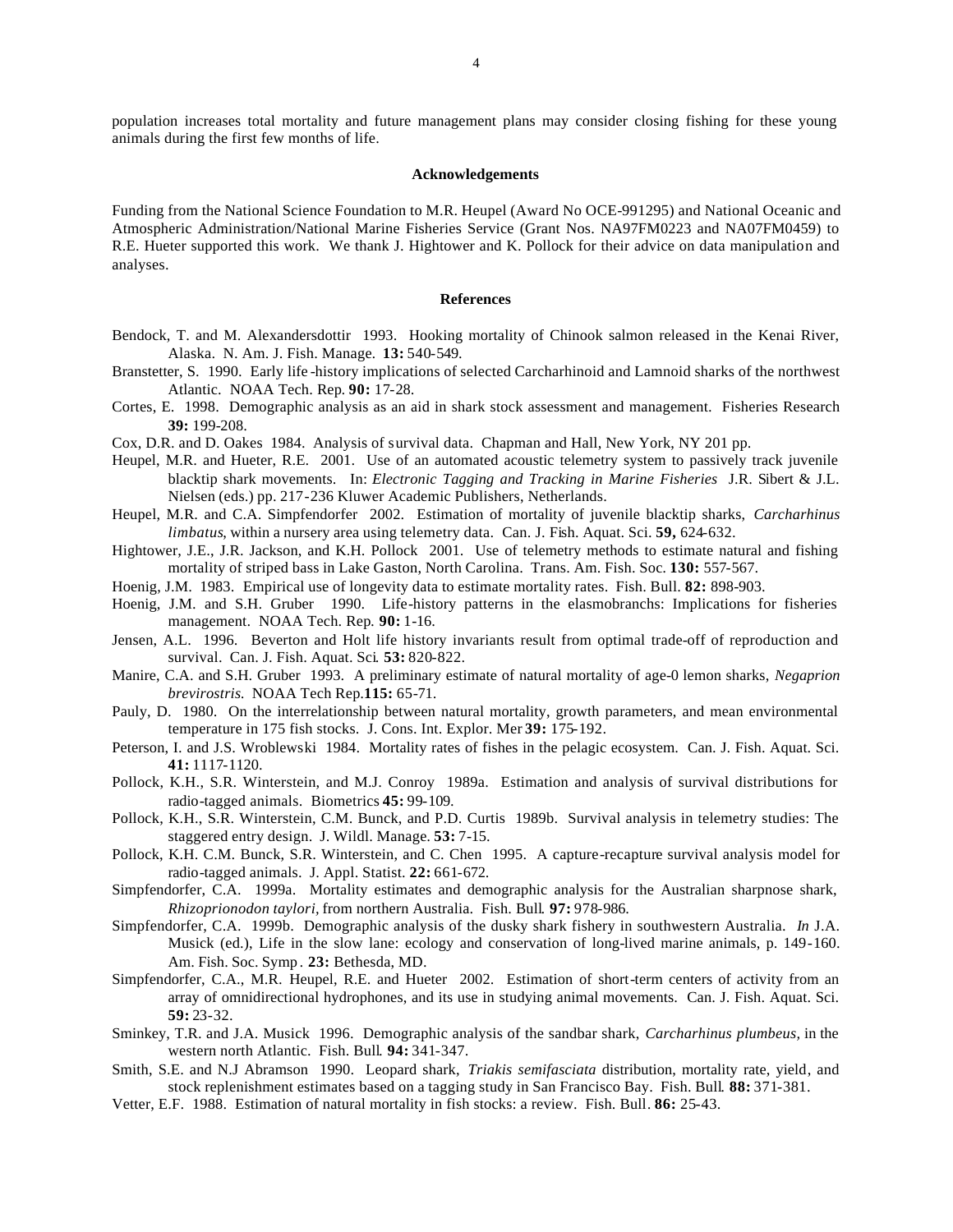population increases total mortality and future management plans may consider closing fishing for these young animals during the first few months of life.

### Acknowledgements

Funding from the National Science Foundation to M.R. Heupel (Award No OCE-991295) and National Oceanic and Atmospheric Administration/National Marine Fisheries Service (Grant Nos. NA97FM0223 and NA07FM0459) to R.E. Hueter supported this work. We thank J. Hightower and K. Pollock for their advice on data manipulation and analyses.

### References

Bendock, T. and M. Alexandersdottir 1993. Hooking mortality of Chinook salmon released in the Kenai River, Alaska. N. Am. J. Fish. Manage. **13:** 540-549.

Branstetter, S. 1990. Early life-history implications of selected Carcharhinoid and Lamnoid sharks of the northwest Atlantic. NOAA Tech. Rep. **90:** 17-28.

Cortes, E. 1998. Demographic analysis as an aid in shark stock assessment and management. Fisheries Research **39:** 199-208.

Cox, D.R. and D. Oakes 1984. Analysis of survival data. Chapman and Hall, New York, NY 201 pp.

Heupel, M.R. and Hueter, R.E. 2001. Use of an automated acoustic telemetry system to passively track juvenile blacktip shark movements. In: *Electronic Tagging and Tracking in Marine Fisheries* J.R. Sibert & J.L. Nielsen (eds.) pp. 217-236 Kluwer Academic Publishers, Netherlands.

Heupel, M.R. and C.A. Simpfendorfer 2002. Estimation of mortality of juvenile blacktip sharks, *Carcharhinus limbatus*, within a nursery area using telemetry data. Can. J. Fish. Aquat. Sci. **59,** 624-632.

Hightower, J.E., J.R. Jackson, and K.H. Pollock 2001. Use of telemetry methods to estimate natural and fishing mortality of striped bass in Lake Gaston, North Carolina. Trans. Am. Fish. Soc. **130:** 557-567.

Hoenig, J.M. 1983. Empirical use of longevity data to estimate mortality rates. Fish. Bull. **82:** 898-903.

Hoenig, J.M. and S.H. Gruber 1990. Life-history patterns in the elasmobranchs: Implications for fisheries management. NOAA Tech. Rep. **90:** 1-16.

Jensen, A.L. 1996. Beverton and Holt life history invariants result from optimal trade-off of reproduction and survival. Can. J. Fish. Aquat. Sci. **53:** 820-822.

Manire, C.A. and S.H. Gruber 1993. A preliminary estimate of natural mortality of age-0 lemon sharks, *Negaprion brevirostris.* NOAA Tech Rep.**115:** 65-71.

Pauly, D. 1980. On the interrelationship between natural mortality, growth parameters, and mean environmental temperature in 175 fish stocks. J. Cons. Int. Explor. Mer **39:** 175-192.

Peterson, I. and J.S. Wroblewski 1984. Mortality rates of fishes in the pelagic ecosystem. Can. J. Fish. Aquat. Sci. **41:** 1117-1120.

Pollock, K.H., S.R. Winterstein, and M.J. Conroy 1989a. Estimation and analysis of survival distributions for radio-tagged animals. Biometrics **45:** 99-109.

Pollock, K.H., S.R. Winterstein, C.M. Bunck, and P.D. Curtis 1989b. Survival analysis in telemetry studies: The staggered entry design. J. Wildl. Manage. **53:** 7-15.

Pollock, K.H. C.M. Bunck, S.R. Winterstein, and C. Chen 1995. A capture-recapture survival analysis model for radio-tagged animals. J. Appl. Statist. **22:** 661-672.

Simpfendorfer, C.A. 1999a. Mortality estimates and demographic analysis for the Australian sharpnose shark, *Rhizoprionodon taylori*, from northern Australia. Fish. Bull. **97:** 978-986.

Simpfendorfer, C.A. 1999b. Demographic analysis of the dusky shark fishery in southwestern Australia. *In* J.A. Musick (ed.), Life in the slow lane: ecology and conservation of long-lived marine animals, p. 149-160. Am. Fish. Soc. Symp. **23:** Bethesda, MD.

Simpfendorfer, C.A., M.R. Heupel, R.E. and Hueter 2002. Estimation of short-term centers of activity from an array of omnidirectional hydrophones, and its use in studying animal movements. Can. J. Fish. Aquat. Sci. **59:** 23-32.

Sminkey, T.R. and J.A. Musick 1996. Demographic analysis of the sandbar shark, *Carcharhinus plumbeus,* in the western north Atlantic. Fish. Bull. **94:** 341-347.

Smith, S.E. and N.J Abramson 1990. Leopard shark, *Triakis semifasciata* distribution, mortality rate, yield, and stock replenishment estimates based on a tagging study in San Francisco Bay. Fish. Bull. **88:** 371-381.

Vetter, E.F. 1988. Estimation of natural mortality in fish stocks: a review. Fish. Bull. **86:** 25-43.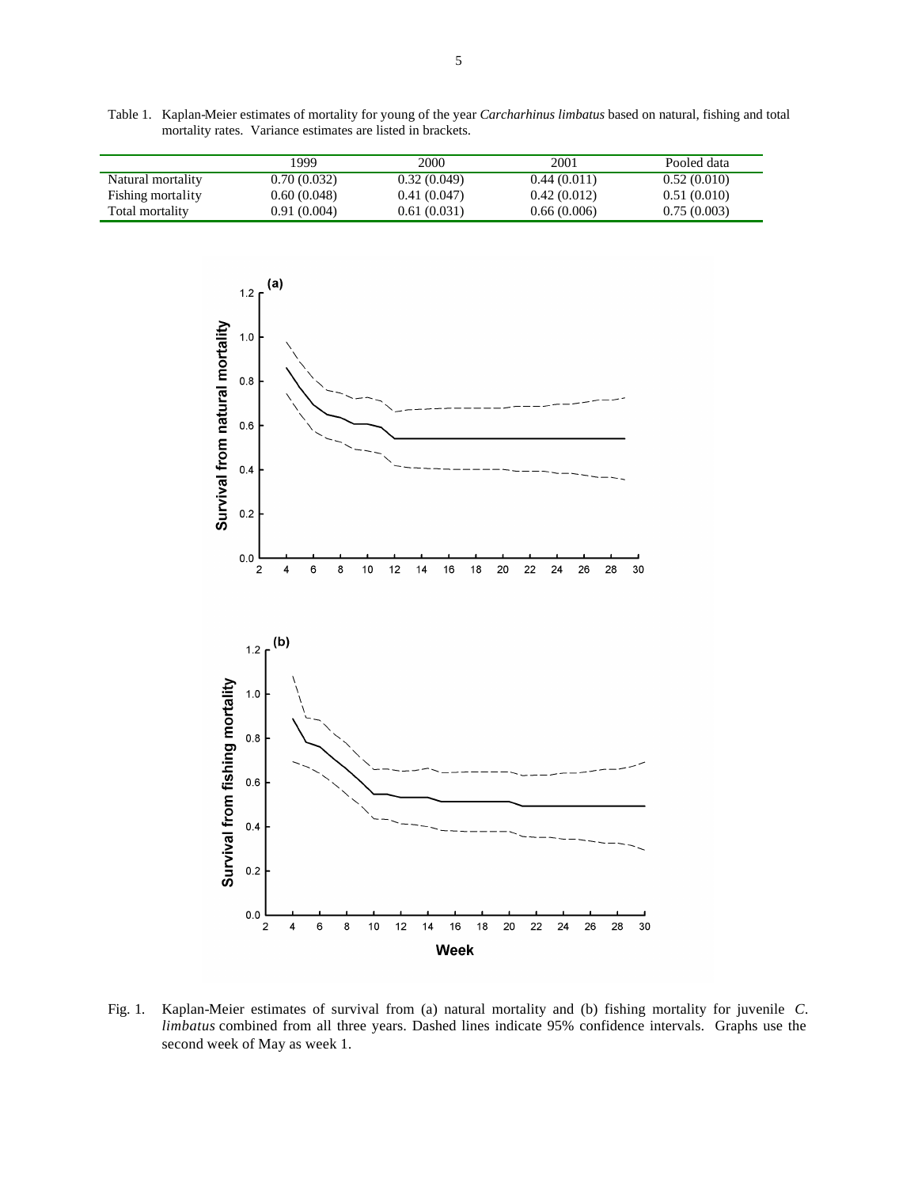Table 1. Kaplan-Meier estimates of mortality for young of the year *Carcharhinus limbatus* based on natural, fishing and total mortality rates. Variance estimates are listed in brackets.

| | 1999 | 2000 | 2001 | Pooled data |
|---|---|---|---|---|
| Natural mortality | 0.70 (0.032) | 0.32 (0.049) | 0.44 (0.011) | 0.52 (0.010) |
| Fishing mortality | 0.60 (0.048) | 0.41 (0.047) | 0.42 (0.012) | 0.51 (0.010) |
| Total mortality | 0.91 (0.004) | 0.61 (0.031) | 0.66 (0.006) | 0.75 (0.003) |

(a)

Survival from natural mortality

0.0 0.2 0.4 0.6 0.8 1.0 1.2

2 4 6 8 10 12 14 16 18 20 22 24 26 28 30

(b)

Survival from fishing mortality

0.0 0.2 0.4 0.6 0.8 1.0 1.2

2 4 6 8 10 12 14 16 18 20 22 24 26 28 30

Week

Fig. 1. Kaplan-Meier estimates of survival from (a) natural mortality and (b) fishing mortality for juvenile *C. limbatus* combined from all three years. Dashed lines indicate 95% confidence intervals. Graphs use the second week of May as week 1.